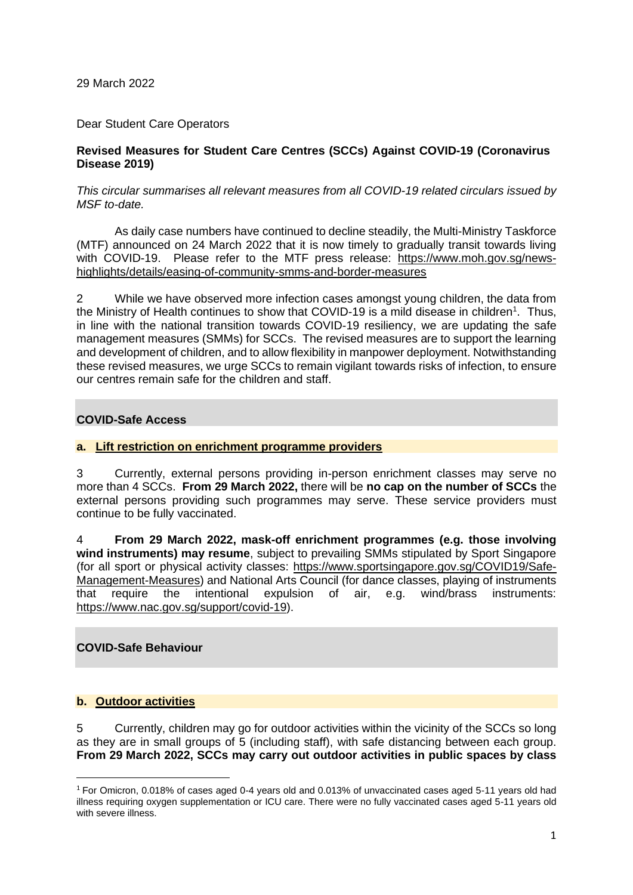29 March 2022

Dear Student Care Operators

**Revised Measures for Student Care Centres (SCCs) Against COVID-19 (Coronavirus Disease 2019)**

*This circular summarises all relevant measures from all COVID-19 related circulars issued by MSF to-date.*

As daily case numbers have continued to decline steadily, the Multi-Ministry Taskforce (MTF) announced on 24 March 2022 that it is now timely to gradually transit towards living with COVID-19. Please refer to the MTF press release: https://www.moh.gov.sg/news-highlights/details/easing-of-community-smms-and-border-measures

2 While we have observed more infection cases amongst young children, the data from the Ministry of Health continues to show that COVID-19 is a mild disease in children[1]. Thus, in line with the national transition towards COVID-19 resiliency, we are updating the safe management measures (SMMs) for SCCs. The revised measures are to support the learning and development of children, and to allow flexibility in manpower deployment. Notwithstanding these revised measures, we urge SCCs to remain vigilant towards risks of infection, to ensure our centres remain safe for the children and staff.

## COVID-Safe Access

### a. Lift restriction on enrichment programme providers

3 Currently, external persons providing in-person enrichment classes may serve no more than 4 SCCs. **From 29 March 2022,** there will be **no cap on the number of SCCs** the external persons providing such programmes may serve. These service providers must continue to be fully vaccinated.

4 **From 29 March 2022, mask-off enrichment programmes (e.g. those involving wind instruments) may resume**, subject to prevailing SMMs stipulated by Sport Singapore (for all sport or physical activity classes: https://www.sportsingapore.gov.sg/COVID19/Safe-Management-Measures) and National Arts Council (for dance classes, playing of instruments that require the intentional expulsion of air, e.g. wind/brass instruments: https://www.nac.gov.sg/support/covid-19).

## COVID-Safe Behaviour

### b. Outdoor activities

5 Currently, children may go for outdoor activities within the vicinity of the SCCs so long as they are in small groups of 5 (including staff), with safe distancing between each group. **From 29 March 2022, SCCs may carry out outdoor activities in public spaces by class**

[1] For Omicron, 0.018% of cases aged 0-4 years old and 0.013% of unvaccinated cases aged 5-11 years old had illness requiring oxygen supplementation or ICU care. There were no fully vaccinated cases aged 5-11 years old with severe illness.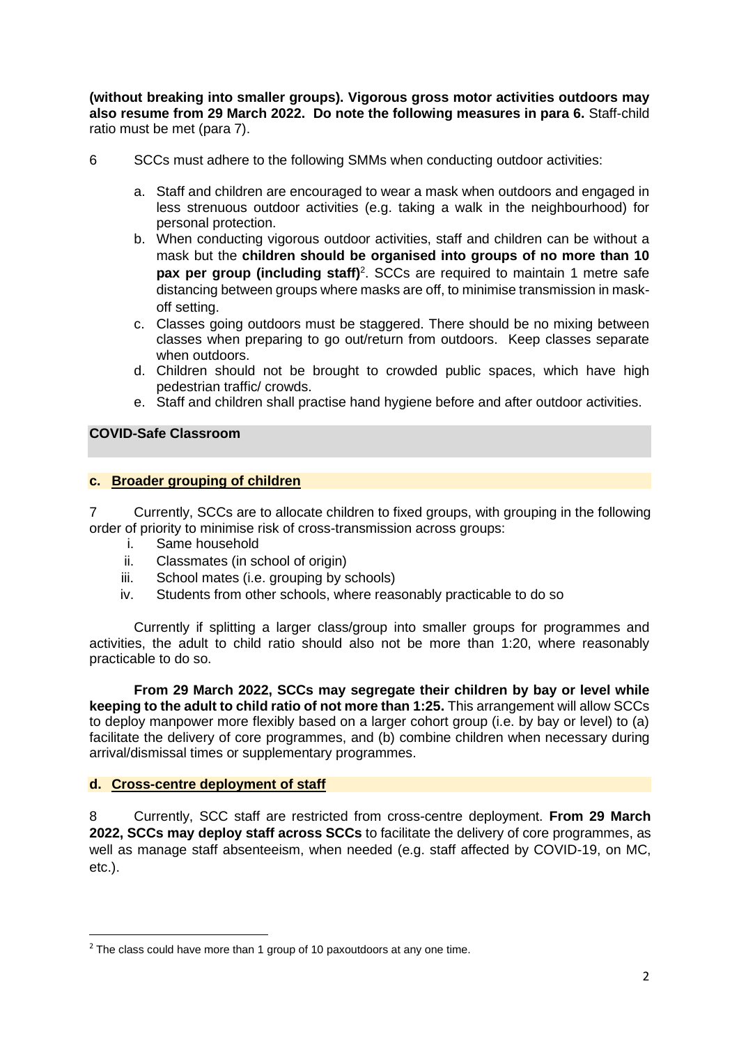**(without breaking into smaller groups). Vigorous gross motor activities outdoors may also resume from 29 March 2022. Do note the following measures in para 6.** Staff-child ratio must be met (para 7).

6 SCCs must adhere to the following SMMs when conducting outdoor activities:

a. Staff and children are encouraged to wear a mask when outdoors and engaged in less strenuous outdoor activities (e.g. taking a walk in the neighbourhood) for personal protection.
b. When conducting vigorous outdoor activities, staff and children can be without a mask but the **children should be organised into groups of no more than 10 pax per group (including staff)**[2]. SCCs are required to maintain 1 metre safe distancing between groups where masks are off, to minimise transmission in mask-off setting.
c. Classes going outdoors must be staggered. There should be no mixing between classes when preparing to go out/return from outdoors. Keep classes separate when outdoors.
d. Children should not be brought to crowded public spaces, which have high pedestrian traffic/ crowds.
e. Staff and children shall practise hand hygiene before and after outdoor activities.

## COVID-Safe Classroom

### c. Broader grouping of children

7 Currently, SCCs are to allocate children to fixed groups, with grouping in the following order of priority to minimise risk of cross-transmission across groups:

i. Same household
ii. Classmates (in school of origin)
iii. School mates (i.e. grouping by schools)
iv. Students from other schools, where reasonably practicable to do so

Currently if splitting a larger class/group into smaller groups for programmes and activities, the adult to child ratio should also not be more than 1:20, where reasonably practicable to do so.

**From 29 March 2022, SCCs may segregate their children by bay or level while keeping to the adult to child ratio of not more than 1:25.** This arrangement will allow SCCs to deploy manpower more flexibly based on a larger cohort group (i.e. by bay or level) to (a) facilitate the delivery of core programmes, and (b) combine children when necessary during arrival/dismissal times or supplementary programmes.

### d. Cross-centre deployment of staff

8 Currently, SCC staff are restricted from cross-centre deployment. **From 29 March 2022, SCCs may deploy staff across SCCs** to facilitate the delivery of core programmes, as well as manage staff absenteeism, when needed (e.g. staff affected by COVID-19, on MC, etc.).

---

[2] The class could have more than 1 group of 10 paxoutdoors at any one time.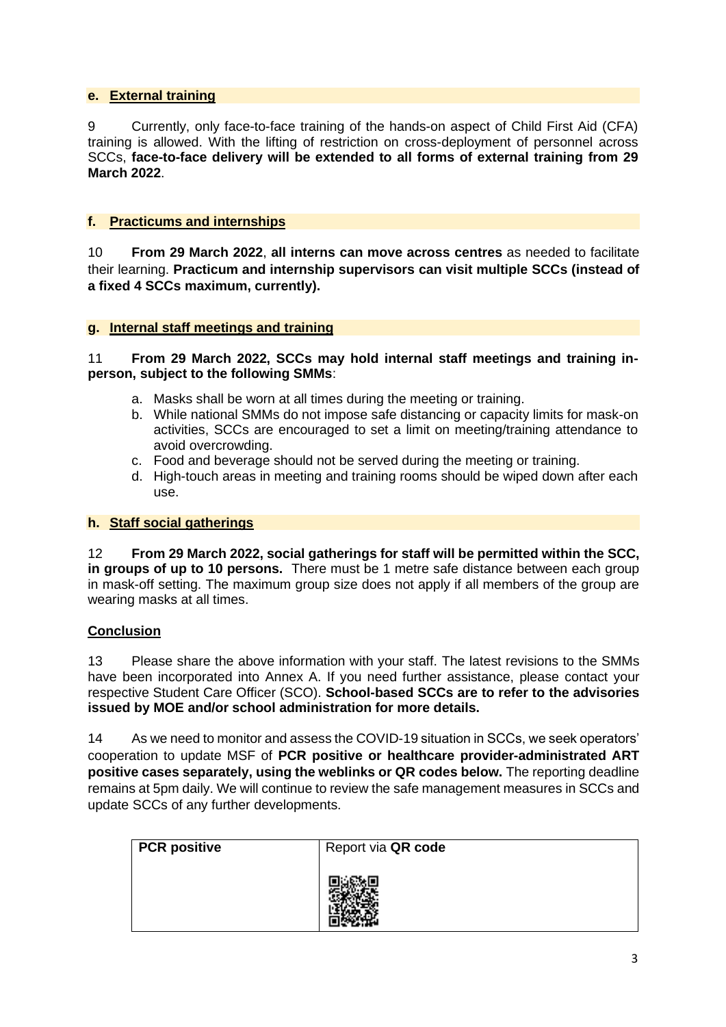### e. External training

9 Currently, only face-to-face training of the hands-on aspect of Child First Aid (CFA) training is allowed. With the lifting of restriction on cross-deployment of personnel across SCCs, **face-to-face delivery will be extended to all forms of external training from 29 March 2022**.

### f. Practicums and internships

10 **From 29 March 2022**, **all interns can move across centres** as needed to facilitate their learning. **Practicum and internship supervisors can visit multiple SCCs (instead of a fixed 4 SCCs maximum, currently).**

### g. Internal staff meetings and training

11 **From 29 March 2022, SCCs may hold internal staff meetings and training in-person, subject to the following SMMs**:

a. Masks shall be worn at all times during the meeting or training.
b. While national SMMs do not impose safe distancing or capacity limits for mask-on activities, SCCs are encouraged to set a limit on meeting/training attendance to avoid overcrowding.
c. Food and beverage should not be served during the meeting or training.
d. High-touch areas in meeting and training rooms should be wiped down after each use.

### h. Staff social gatherings

12 **From 29 March 2022, social gatherings for staff will be permitted within the SCC, in groups of up to 10 persons.** There must be 1 metre safe distance between each group in mask-off setting. The maximum group size does not apply if all members of the group are wearing masks at all times.

### Conclusion

13 Please share the above information with your staff. The latest revisions to the SMMs have been incorporated into Annex A. If you need further assistance, please contact your respective Student Care Officer (SCO). **School-based SCCs are to refer to the advisories issued by MOE and/or school administration for more details.**

14 As we need to monitor and assess the COVID-19 situation in SCCs, we seek operators' cooperation to update MSF of **PCR positive or healthcare provider-administrated ART positive cases separately, using the weblinks or QR codes below.** The reporting deadline remains at 5pm daily. We will continue to review the safe management measures in SCCs and update SCCs of any further developments.

| **PCR positive** | Report via **QR code** |
|---|---|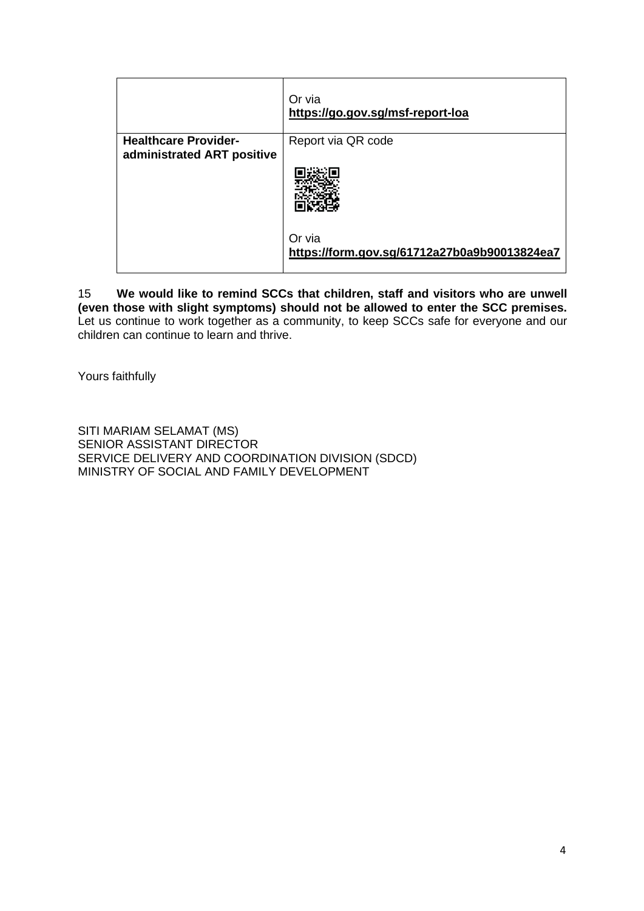| | |
|---|---|
| | Or via **https://go.gov.sg/msf-report-loa** |
| **Healthcare Provider-administrated ART positive** | Report via QR code<br><br>Or via **https://form.gov.sg/61712a27b0a9b90013824ea7** |

15 **We would like to remind SCCs that children, staff and visitors who are unwell (even those with slight symptoms) should not be allowed to enter the SCC premises.** Let us continue to work together as a community, to keep SCCs safe for everyone and our children can continue to learn and thrive.

Yours faithfully

SITI MARIAM SELAMAT (MS)
SENIOR ASSISTANT DIRECTOR
SERVICE DELIVERY AND COORDINATION DIVISION (SDCD)
MINISTRY OF SOCIAL AND FAMILY DEVELOPMENT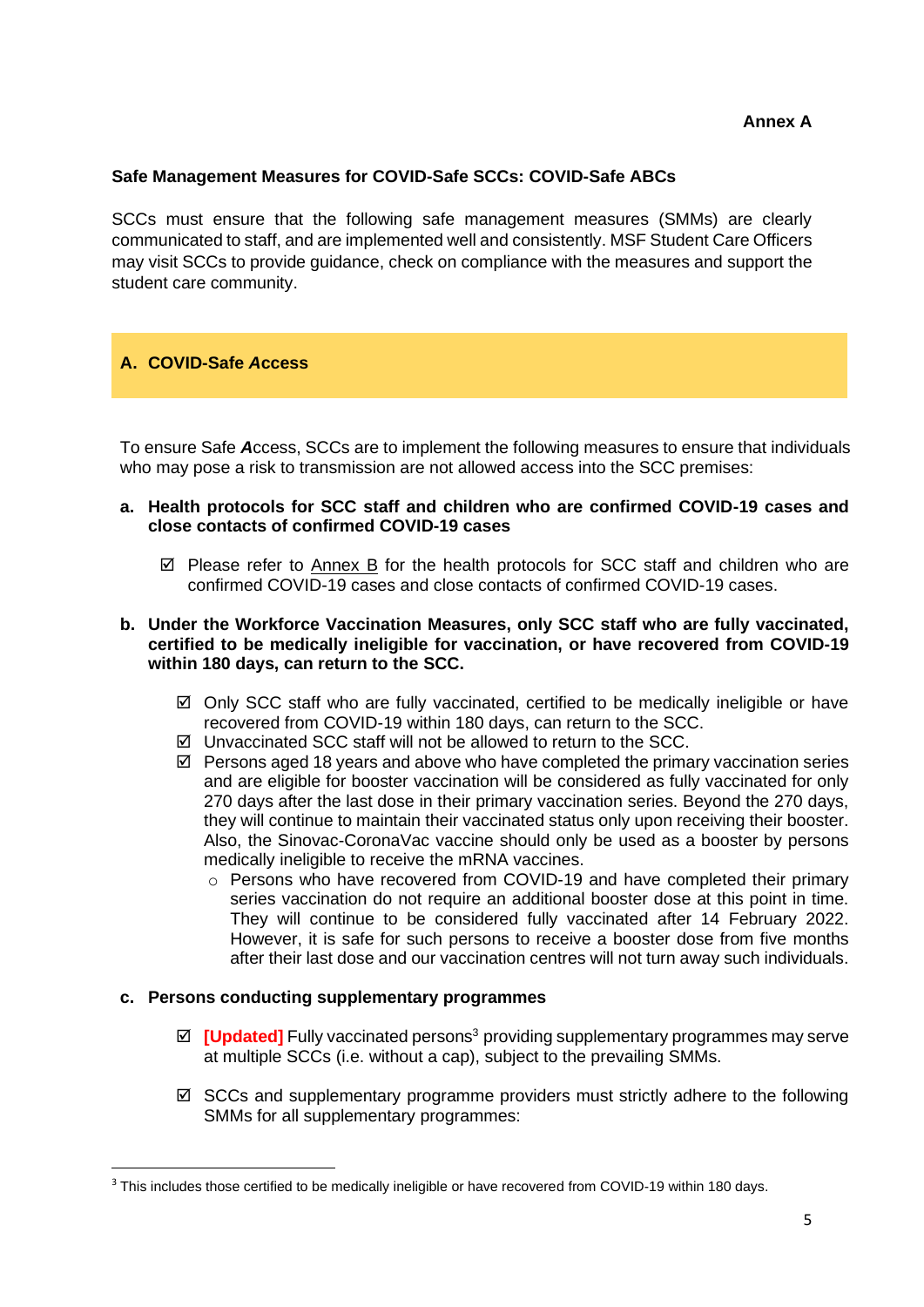**Annex A**

**Safe Management Measures for COVID-Safe SCCs: COVID-Safe ABCs**

SCCs must ensure that the following safe management measures (SMMs) are clearly communicated to staff, and are implemented well and consistently. MSF Student Care Officers may visit SCCs to provide guidance, check on compliance with the measures and support the student care community.

## A. COVID-Safe *Access*

To ensure Safe ***A***ccess, SCCs are to implement the following measures to ensure that individuals who may pose a risk to transmission are not allowed access into the SCC premises:

**a. Health protocols for SCC staff and children who are confirmed COVID-19 cases and close contacts of confirmed COVID-19 cases**

- ☑ Please refer to Annex B for the health protocols for SCC staff and children who are confirmed COVID-19 cases and close contacts of confirmed COVID-19 cases.

**b. Under the Workforce Vaccination Measures, only SCC staff who are fully vaccinated, certified to be medically ineligible for vaccination, or have recovered from COVID-19 within 180 days, can return to the SCC.**

- ☑ Only SCC staff who are fully vaccinated, certified to be medically ineligible or have recovered from COVID-19 within 180 days, can return to the SCC.
- ☑ Unvaccinated SCC staff will not be allowed to return to the SCC.
- ☑ Persons aged 18 years and above who have completed the primary vaccination series and are eligible for booster vaccination will be considered as fully vaccinated for only 270 days after the last dose in their primary vaccination series. Beyond the 270 days, they will continue to maintain their vaccinated status only upon receiving their booster. Also, the Sinovac-CoronaVac vaccine should only be used as a booster by persons medically ineligible to receive the mRNA vaccines.
  - Persons who have recovered from COVID-19 and have completed their primary series vaccination do not require an additional booster dose at this point in time. They will continue to be considered fully vaccinated after 14 February 2022. However, it is safe for such persons to receive a booster dose from five months after their last dose and our vaccination centres will not turn away such individuals.

**c. Persons conducting supplementary programmes**

- ☑ **[Updated]** Fully vaccinated persons[3] providing supplementary programmes may serve at multiple SCCs (i.e. without a cap), subject to the prevailing SMMs.

- ☑ SCCs and supplementary programme providers must strictly adhere to the following SMMs for all supplementary programmes:

---

[3] This includes those certified to be medically ineligible or have recovered from COVID-19 within 180 days.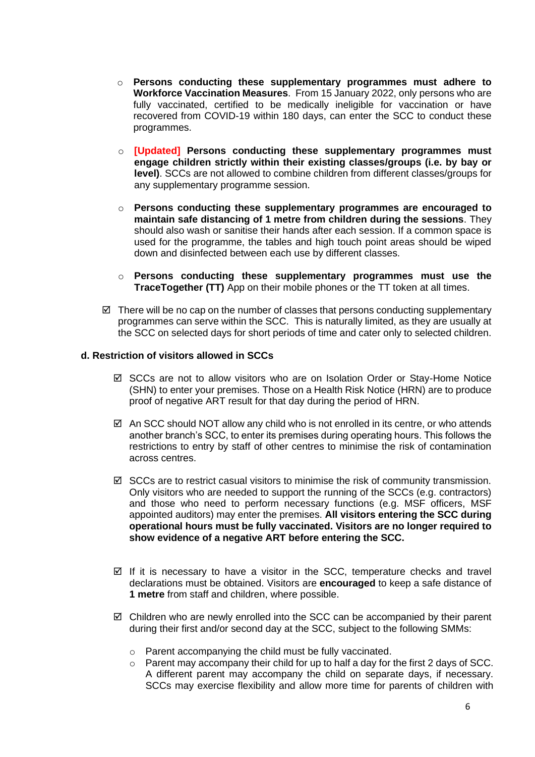- **Persons conducting these supplementary programmes must adhere to Workforce Vaccination Measures**. From 15 January 2022, only persons who are fully vaccinated, certified to be medically ineligible for vaccination or have recovered from COVID-19 within 180 days, can enter the SCC to conduct these programmes.

- **[Updated] Persons conducting these supplementary programmes must engage children strictly within their existing classes/groups (i.e. by bay or level)**. SCCs are not allowed to combine children from different classes/groups for any supplementary programme session.

- **Persons conducting these supplementary programmes are encouraged to maintain safe distancing of 1 metre from children during the sessions**. They should also wash or sanitise their hands after each session. If a common space is used for the programme, the tables and high touch point areas should be wiped down and disinfected between each use by different classes.

- **Persons conducting these supplementary programmes must use the TraceTogether (TT)** App on their mobile phones or the TT token at all times.

☑ There will be no cap on the number of classes that persons conducting supplementary programmes can serve within the SCC. This is naturally limited, as they are usually at the SCC on selected days for short periods of time and cater only to selected children.

**d. Restriction of visitors allowed in SCCs**

☑ SCCs are not to allow visitors who are on Isolation Order or Stay-Home Notice (SHN) to enter your premises. Those on a Health Risk Notice (HRN) are to produce proof of negative ART result for that day during the period of HRN.

☑ An SCC should NOT allow any child who is not enrolled in its centre, or who attends another branch's SCC, to enter its premises during operating hours. This follows the restrictions to entry by staff of other centres to minimise the risk of contamination across centres.

☑ SCCs are to restrict casual visitors to minimise the risk of community transmission. Only visitors who are needed to support the running of the SCCs (e.g. contractors) and those who need to perform necessary functions (e.g. MSF officers, MSF appointed auditors) may enter the premises. **All visitors entering the SCC during operational hours must be fully vaccinated. Visitors are no longer required to show evidence of a negative ART before entering the SCC.**

☑ If it is necessary to have a visitor in the SCC, temperature checks and travel declarations must be obtained. Visitors are **encouraged** to keep a safe distance of **1 metre** from staff and children, where possible.

☑ Children who are newly enrolled into the SCC can be accompanied by their parent during their first and/or second day at the SCC, subject to the following SMMs:

- Parent accompanying the child must be fully vaccinated.
- Parent may accompany their child for up to half a day for the first 2 days of SCC. A different parent may accompany the child on separate days, if necessary. SCCs may exercise flexibility and allow more time for parents of children with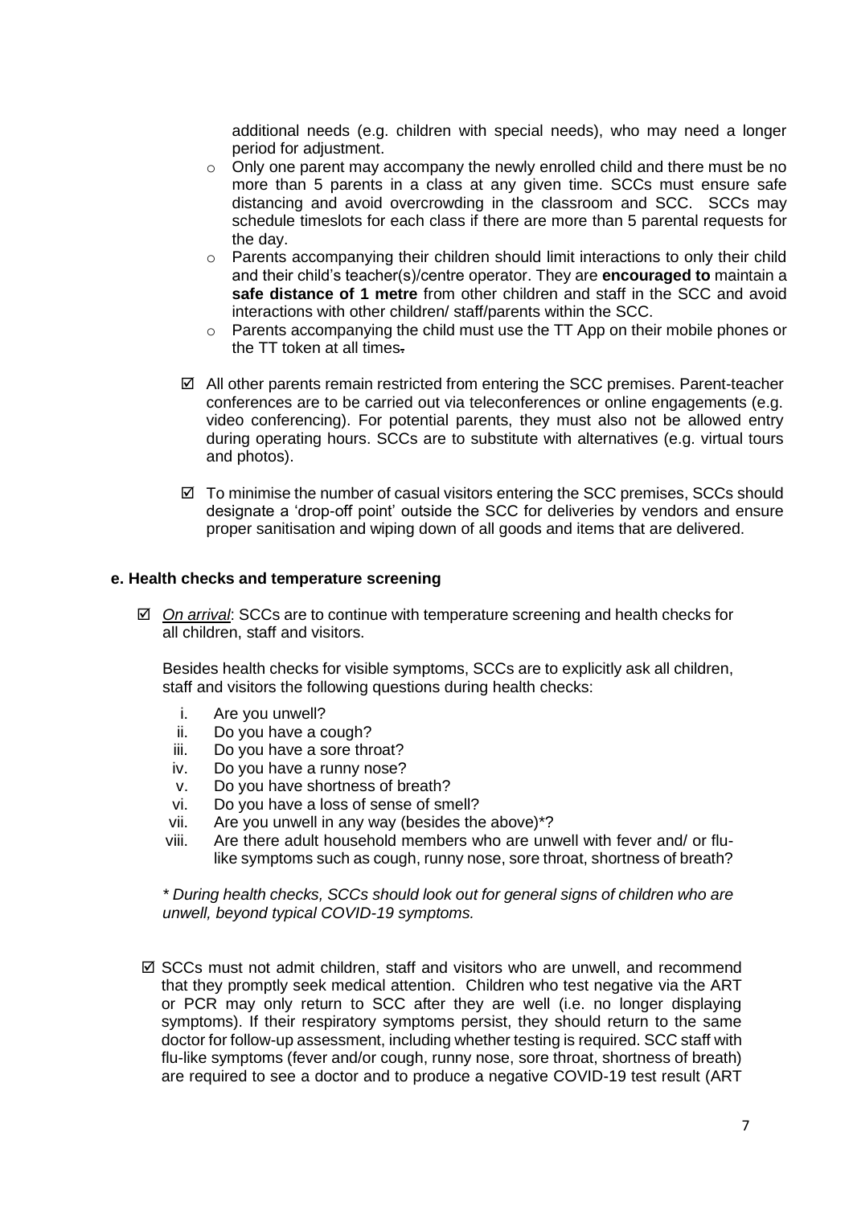additional needs (e.g. children with special needs), who may need a longer period for adjustment.

- Only one parent may accompany the newly enrolled child and there must be no more than 5 parents in a class at any given time. SCCs must ensure safe distancing and avoid overcrowding in the classroom and SCC. SCCs may schedule timeslots for each class if there are more than 5 parental requests for the day.
- Parents accompanying their children should limit interactions to only their child and their child's teacher(s)/centre operator. They are **encouraged to** maintain a **safe distance of 1 metre** from other children and staff in the SCC and avoid interactions with other children/ staff/parents within the SCC.
- Parents accompanying the child must use the TT App on their mobile phones or the TT token at all times.

☑ All other parents remain restricted from entering the SCC premises. Parent-teacher conferences are to be carried out via teleconferences or online engagements (e.g. video conferencing). For potential parents, they must also not be allowed entry during operating hours. SCCs are to substitute with alternatives (e.g. virtual tours and photos).

☑ To minimise the number of casual visitors entering the SCC premises, SCCs should designate a 'drop-off point' outside the SCC for deliveries by vendors and ensure proper sanitisation and wiping down of all goods and items that are delivered.

#### e. Health checks and temperature screening

☑ *On arrival*: SCCs are to continue with temperature screening and health checks for all children, staff and visitors.

Besides health checks for visible symptoms, SCCs are to explicitly ask all children, staff and visitors the following questions during health checks:

i. Are you unwell?
ii. Do you have a cough?
iii. Do you have a sore throat?
iv. Do you have a runny nose?
v. Do you have shortness of breath?
vi. Do you have a loss of sense of smell?
vii. Are you unwell in any way (besides the above)*?
viii. Are there adult household members who are unwell with fever and/ or flu-like symptoms such as cough, runny nose, sore throat, shortness of breath?

*\* During health checks, SCCs should look out for general signs of children who are unwell, beyond typical COVID-19 symptoms.*

☑ SCCs must not admit children, staff and visitors who are unwell, and recommend that they promptly seek medical attention. Children who test negative via the ART or PCR may only return to SCC after they are well (i.e. no longer displaying symptoms). If their respiratory symptoms persist, they should return to the same doctor for follow-up assessment, including whether testing is required. SCC staff with flu-like symptoms (fever and/or cough, runny nose, sore throat, shortness of breath) are required to see a doctor and to produce a negative COVID-19 test result (ART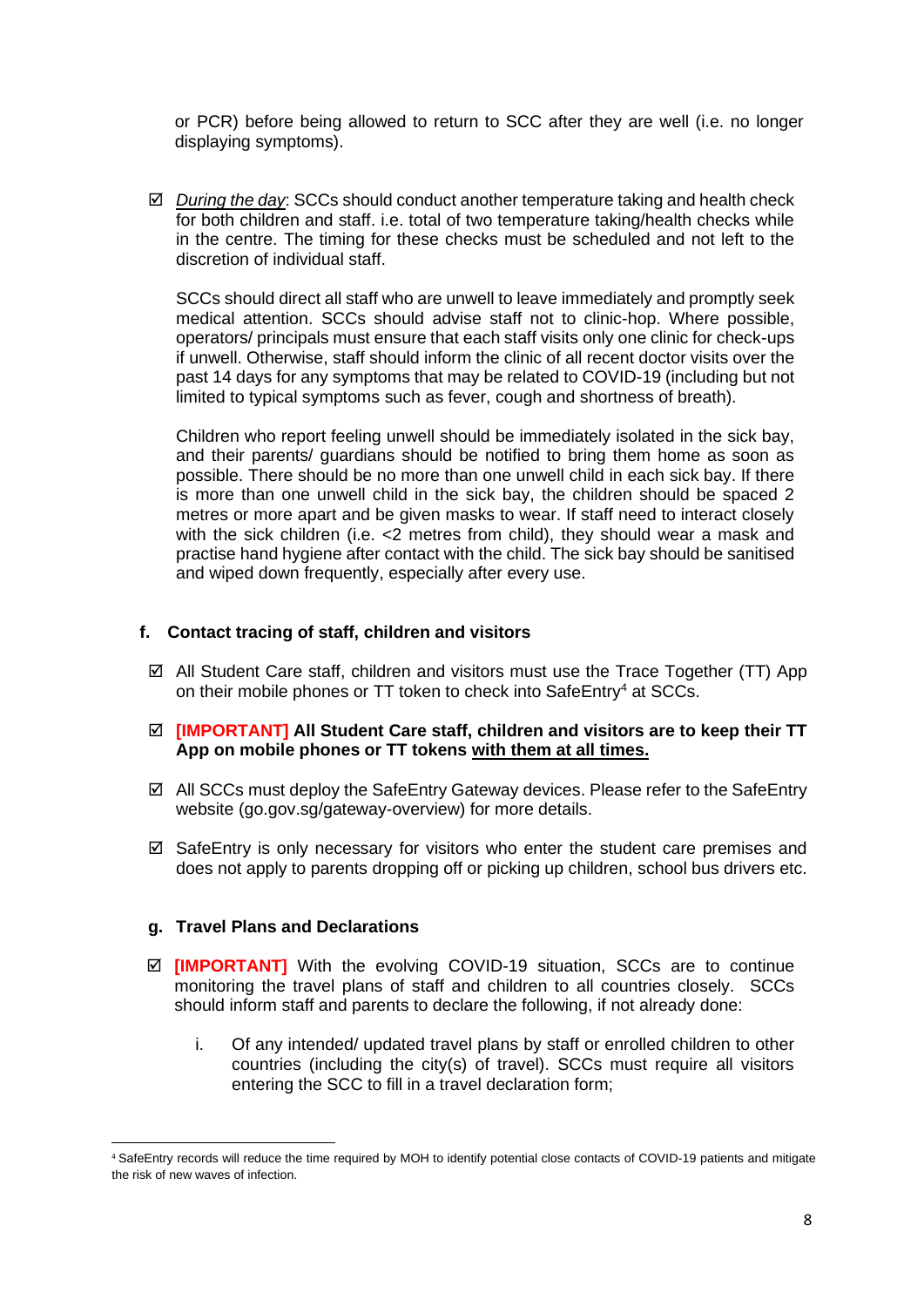or PCR) before being allowed to return to SCC after they are well (i.e. no longer displaying symptoms).

☑ *During the day*: SCCs should conduct another temperature taking and health check for both children and staff. i.e. total of two temperature taking/health checks while in the centre. The timing for these checks must be scheduled and not left to the discretion of individual staff.

SCCs should direct all staff who are unwell to leave immediately and promptly seek medical attention. SCCs should advise staff not to clinic-hop. Where possible, operators/ principals must ensure that each staff visits only one clinic for check-ups if unwell. Otherwise, staff should inform the clinic of all recent doctor visits over the past 14 days for any symptoms that may be related to COVID-19 (including but not limited to typical symptoms such as fever, cough and shortness of breath).

Children who report feeling unwell should be immediately isolated in the sick bay, and their parents/ guardians should be notified to bring them home as soon as possible. There should be no more than one unwell child in each sick bay. If there is more than one unwell child in the sick bay, the children should be spaced 2 metres or more apart and be given masks to wear. If staff need to interact closely with the sick children (i.e. <2 metres from child), they should wear a mask and practise hand hygiene after contact with the child. The sick bay should be sanitised and wiped down frequently, especially after every use.

### f. Contact tracing of staff, children and visitors

☑ All Student Care staff, children and visitors must use the Trace Together (TT) App on their mobile phones or TT token to check into SafeEntry[4] at SCCs.

☑ **[IMPORTANT] All Student Care staff, children and visitors are to keep their TT App on mobile phones or TT tokens <u>with them at all times.</u>**

☑ All SCCs must deploy the SafeEntry Gateway devices. Please refer to the SafeEntry website (go.gov.sg/gateway-overview) for more details.

☑ SafeEntry is only necessary for visitors who enter the student care premises and does not apply to parents dropping off or picking up children, school bus drivers etc.

### g. Travel Plans and Declarations

☑ **[IMPORTANT]** With the evolving COVID-19 situation, SCCs are to continue monitoring the travel plans of staff and children to all countries closely. SCCs should inform staff and parents to declare the following, if not already done:

i. Of any intended/ updated travel plans by staff or enrolled children to other countries (including the city(s) of travel). SCCs must require all visitors entering the SCC to fill in a travel declaration form;

[4] SafeEntry records will reduce the time required by MOH to identify potential close contacts of COVID-19 patients and mitigate the risk of new waves of infection.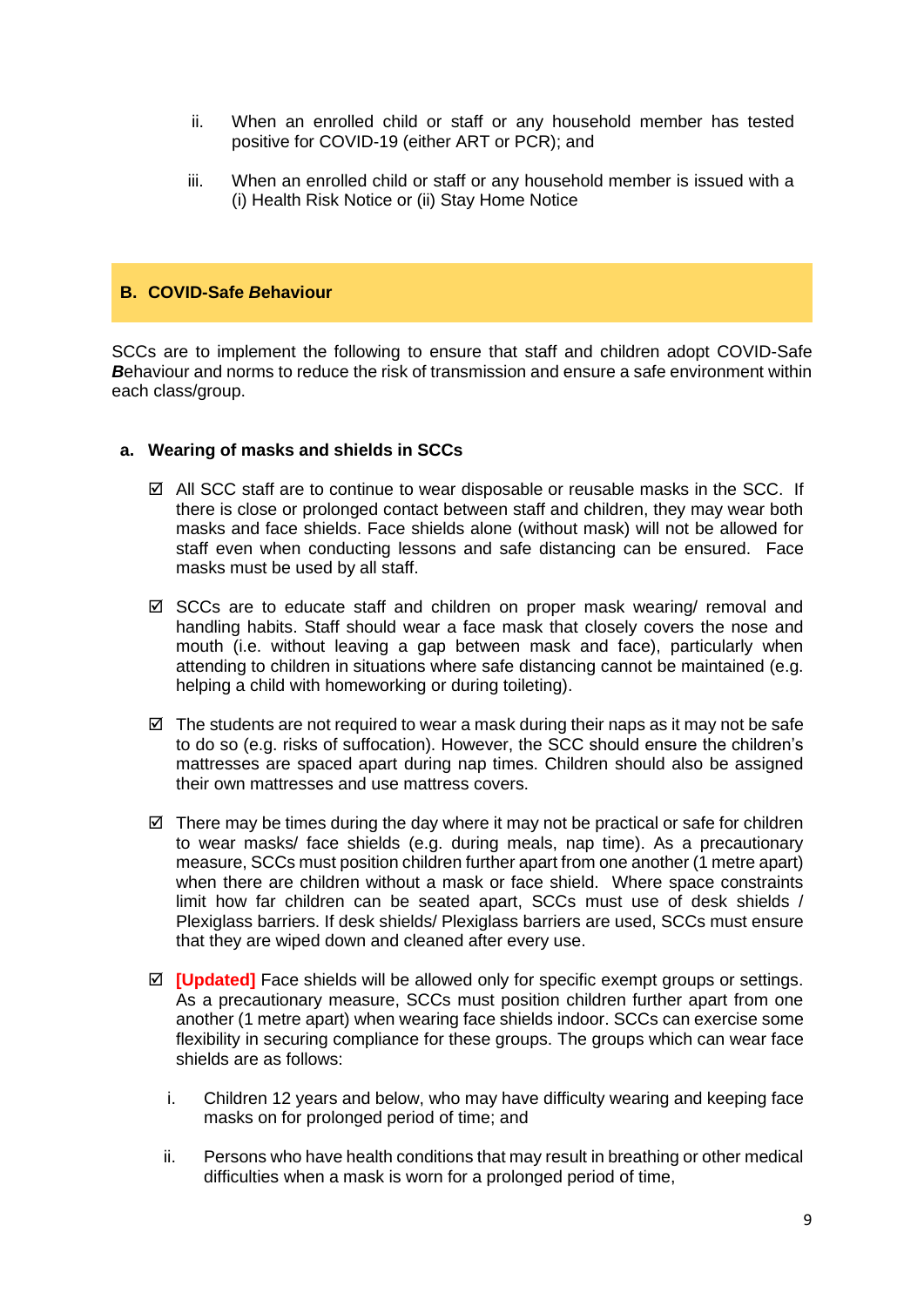ii. When an enrolled child or staff or any household member has tested positive for COVID-19 (either ART or PCR); and

iii. When an enrolled child or staff or any household member is issued with a (i) Health Risk Notice or (ii) Stay Home Notice

## B. COVID-Safe *B*ehaviour

SCCs are to implement the following to ensure that staff and children adopt COVID-Safe ***B***ehaviour and norms to reduce the risk of transmission and ensure a safe environment within each class/group.

### a. Wearing of masks and shields in SCCs

- ☑ All SCC staff are to continue to wear disposable or reusable masks in the SCC. If there is close or prolonged contact between staff and children, they may wear both masks and face shields. Face shields alone (without mask) will not be allowed for staff even when conducting lessons and safe distancing can be ensured. Face masks must be used by all staff.

- ☑ SCCs are to educate staff and children on proper mask wearing/ removal and handling habits. Staff should wear a face mask that closely covers the nose and mouth (i.e. without leaving a gap between mask and face), particularly when attending to children in situations where safe distancing cannot be maintained (e.g. helping a child with homeworking or during toileting).

- ☑ The students are not required to wear a mask during their naps as it may not be safe to do so (e.g. risks of suffocation). However, the SCC should ensure the children's mattresses are spaced apart during nap times. Children should also be assigned their own mattresses and use mattress covers.

- ☑ There may be times during the day where it may not be practical or safe for children to wear masks/ face shields (e.g. during meals, nap time). As a precautionary measure, SCCs must position children further apart from one another (1 metre apart) when there are children without a mask or face shield. Where space constraints limit how far children can be seated apart, SCCs must use of desk shields / Plexiglass barriers. If desk shields/ Plexiglass barriers are used, SCCs must ensure that they are wiped down and cleaned after every use.

- ☑ **[Updated]** Face shields will be allowed only for specific exempt groups or settings. As a precautionary measure, SCCs must position children further apart from one another (1 metre apart) when wearing face shields indoor. SCCs can exercise some flexibility in securing compliance for these groups. The groups which can wear face shields are as follows:

  i. Children 12 years and below, who may have difficulty wearing and keeping face masks on for prolonged period of time; and

  ii. Persons who have health conditions that may result in breathing or other medical difficulties when a mask is worn for a prolonged period of time,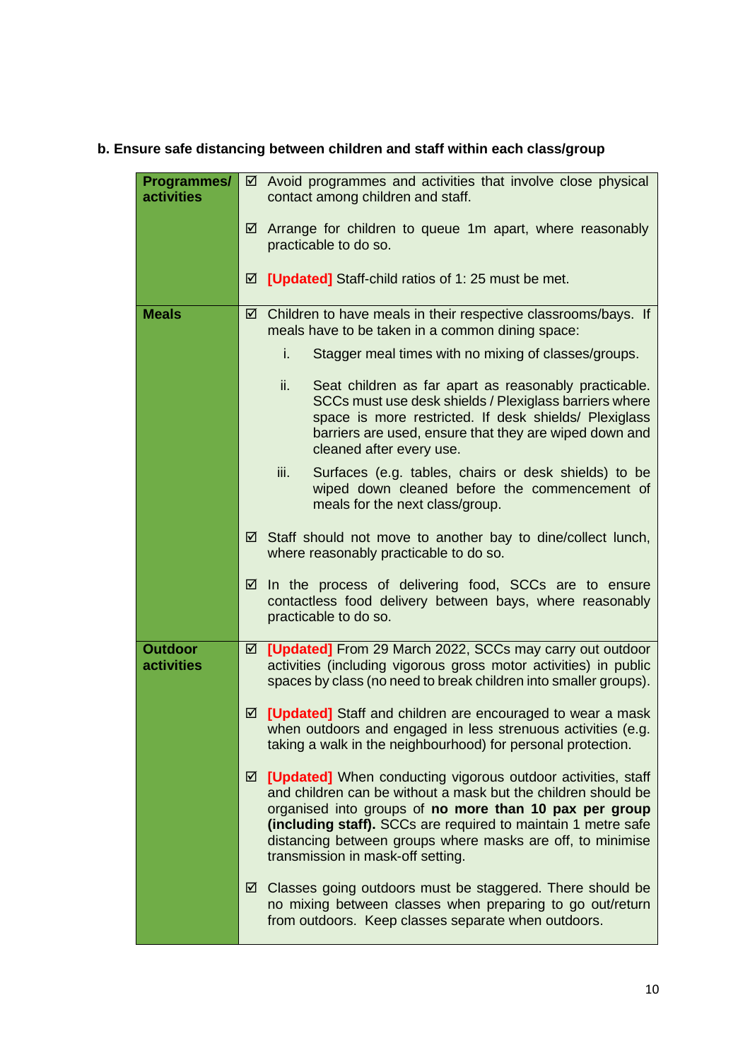**b. Ensure safe distancing between children and staff within each class/group**

| | |
|---|---|
| **Programmes/ activities** | ☑ Avoid programmes and activities that involve close physical contact among children and staff.<br><br>☑ Arrange for children to queue 1m apart, where reasonably practicable to do so.<br><br>☑ **[Updated]** Staff-child ratios of 1: 25 must be met. |
| **Meals** | ☑ Children to have meals in their respective classrooms/bays. If meals have to be taken in a common dining space:<br>i. Stagger meal times with no mixing of classes/groups.<br>ii. Seat children as far apart as reasonably practicable. SCCs must use desk shields / Plexiglass barriers where space is more restricted. If desk shields/ Plexiglass barriers are used, ensure that they are wiped down and cleaned after every use.<br>iii. Surfaces (e.g. tables, chairs or desk shields) to be wiped down cleaned before the commencement of meals for the next class/group.<br><br>☑ Staff should not move to another bay to dine/collect lunch, where reasonably practicable to do so.<br><br>☑ In the process of delivering food, SCCs are to ensure contactless food delivery between bays, where reasonably practicable to do so. |
| **Outdoor activities** | ☑ **[Updated]** From 29 March 2022, SCCs may carry out outdoor activities (including vigorous gross motor activities) in public spaces by class (no need to break children into smaller groups).<br><br>☑ **[Updated]** Staff and children are encouraged to wear a mask when outdoors and engaged in less strenuous activities (e.g. taking a walk in the neighbourhood) for personal protection.<br><br>☑ **[Updated]** When conducting vigorous outdoor activities, staff and children can be without a mask but the children should be organised into groups of **no more than 10 pax per group (including staff).** SCCs are required to maintain 1 metre safe distancing between groups where masks are off, to minimise transmission in mask-off setting.<br><br>☑ Classes going outdoors must be staggered. There should be no mixing between classes when preparing to go out/return from outdoors. Keep classes separate when outdoors. |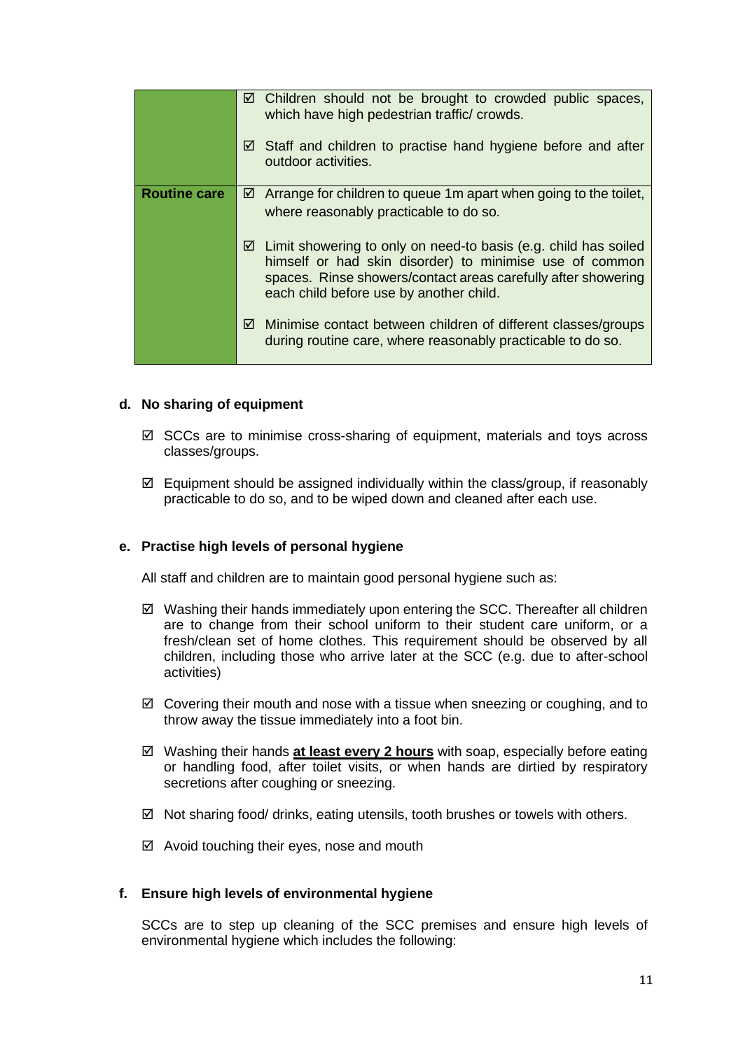| | |
|---|---|
| | ☑ Children should not be brought to crowded public spaces, which have high pedestrian traffic/ crowds.<br><br>☑ Staff and children to practise hand hygiene before and after outdoor activities. |
| **Routine care** | ☑ Arrange for children to queue 1m apart when going to the toilet, where reasonably practicable to do so.<br><br>☑ Limit showering to only on need-to basis (e.g. child has soiled himself or had skin disorder) to minimise use of common spaces. Rinse showers/contact areas carefully after showering each child before use by another child.<br><br>☑ Minimise contact between children of different classes/groups during routine care, where reasonably practicable to do so. |

**d. No sharing of equipment**

☑ SCCs are to minimise cross-sharing of equipment, materials and toys across classes/groups.

☑ Equipment should be assigned individually within the class/group, if reasonably practicable to do so, and to be wiped down and cleaned after each use.

**e. Practise high levels of personal hygiene**

All staff and children are to maintain good personal hygiene such as:

☑ Washing their hands immediately upon entering the SCC. Thereafter all children are to change from their school uniform to their student care uniform, or a fresh/clean set of home clothes. This requirement should be observed by all children, including those who arrive later at the SCC (e.g. due to after-school activities)

☑ Covering their mouth and nose with a tissue when sneezing or coughing, and to throw away the tissue immediately into a foot bin.

☑ Washing their hands **<u>at least every 2 hours</u>** with soap, especially before eating or handling food, after toilet visits, or when hands are dirtied by respiratory secretions after coughing or sneezing.

☑ Not sharing food/ drinks, eating utensils, tooth brushes or towels with others.

☑ Avoid touching their eyes, nose and mouth

**f. Ensure high levels of environmental hygiene**

SCCs are to step up cleaning of the SCC premises and ensure high levels of environmental hygiene which includes the following: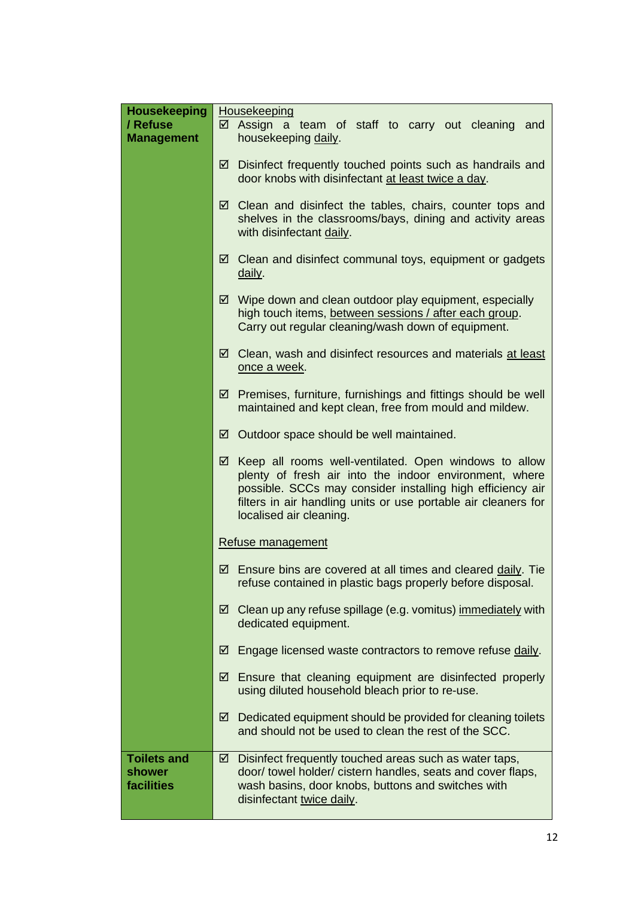| | |
|---|---|
| **Housekeeping / Refuse Management** | <u>Housekeeping</u><br>☑ Assign a team of staff to carry out cleaning and housekeeping <u>daily</u>.<br><br>☑ Disinfect frequently touched points such as handrails and door knobs with disinfectant <u>at least twice a day</u>.<br><br>☑ Clean and disinfect the tables, chairs, counter tops and shelves in the classrooms/bays, dining and activity areas with disinfectant <u>daily</u>.<br><br>☑ Clean and disinfect communal toys, equipment or gadgets <u>daily</u>.<br><br>☑ Wipe down and clean outdoor play equipment, especially high touch items, <u>between sessions / after each group</u>. Carry out regular cleaning/wash down of equipment.<br><br>☑ Clean, wash and disinfect resources and materials <u>at least once a week</u>.<br><br>☑ Premises, furniture, furnishings and fittings should be well maintained and kept clean, free from mould and mildew.<br><br>☑ Outdoor space should be well maintained.<br><br>☑ Keep all rooms well-ventilated. Open windows to allow plenty of fresh air into the indoor environment, where possible. SCCs may consider installing high efficiency air filters in air handling units or use portable air cleaners for localised air cleaning.<br><br><u>Refuse management</u><br><br>☑ Ensure bins are covered at all times and cleared <u>daily</u>. Tie refuse contained in plastic bags properly before disposal.<br><br>☑ Clean up any refuse spillage (e.g. vomitus) <u>immediately</u> with dedicated equipment.<br><br>☑ Engage licensed waste contractors to remove refuse <u>daily</u>.<br><br>☑ Ensure that cleaning equipment are disinfected properly using diluted household bleach prior to re-use.<br><br>☑ Dedicated equipment should be provided for cleaning toilets and should not be used to clean the rest of the SCC. |
| **Toilets and shower facilities** | ☑ Disinfect frequently touched areas such as water taps, door/ towel holder/ cistern handles, seats and cover flaps, wash basins, door knobs, buttons and switches with disinfectant <u>twice daily</u>. |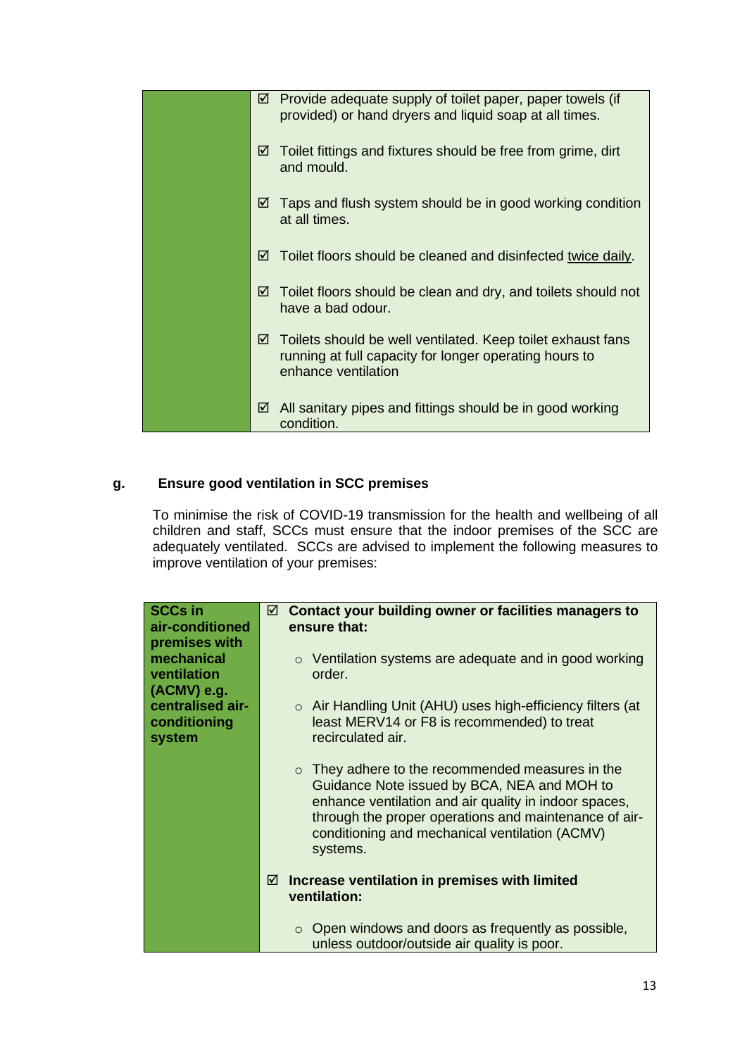| | |
|---|---|
| | ☑ Provide adequate supply of toilet paper, paper towels (if provided) or hand dryers and liquid soap at all times.<br><br>☑ Toilet fittings and fixtures should be free from grime, dirt and mould.<br><br>☑ Taps and flush system should be in good working condition at all times.<br><br>☑ Toilet floors should be cleaned and disinfected <u>twice daily</u>.<br><br>☑ Toilet floors should be clean and dry, and toilets should not have a bad odour.<br><br>☑ Toilets should be well ventilated. Keep toilet exhaust fans running at full capacity for longer operating hours to enhance ventilation<br><br>☑ All sanitary pipes and fittings should be in good working condition. |

**g. Ensure good ventilation in SCC premises**

To minimise the risk of COVID-19 transmission for the health and wellbeing of all children and staff, SCCs must ensure that the indoor premises of the SCC are adequately ventilated. SCCs are advised to implement the following measures to improve ventilation of your premises:

| | |
|---|---|
| **SCCs in air-conditioned premises with mechanical ventilation (ACMV) e.g. centralised air-conditioning system** | ☑ **Contact your building owner or facilities managers to ensure that:**<br><br>○ Ventilation systems are adequate and in good working order.<br><br>○ Air Handling Unit (AHU) uses high-efficiency filters (at least MERV14 or F8 is recommended) to treat recirculated air.<br><br>○ They adhere to the recommended measures in the Guidance Note issued by BCA, NEA and MOH to enhance ventilation and air quality in indoor spaces, through the proper operations and maintenance of air-conditioning and mechanical ventilation (ACMV) systems.<br><br>☑ **Increase ventilation in premises with limited ventilation:**<br><br>○ Open windows and doors as frequently as possible, unless outdoor/outside air quality is poor. |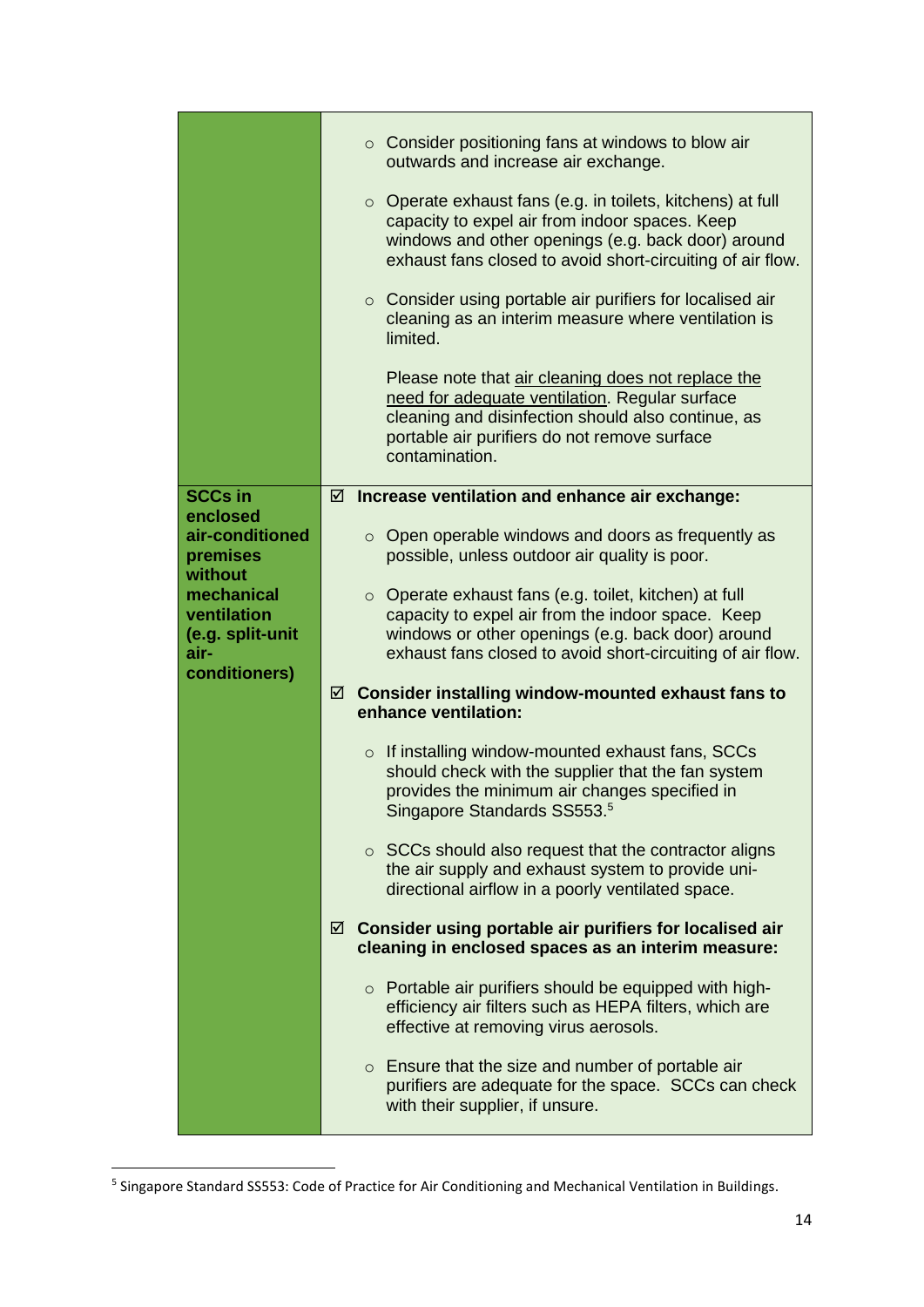| | |
|---|---|
| | ○ Consider positioning fans at windows to blow air outwards and increase air exchange.<br><br>○ Operate exhaust fans (e.g. in toilets, kitchens) at full capacity to expel air from indoor spaces. Keep windows and other openings (e.g. back door) around exhaust fans closed to avoid short-circuiting of air flow.<br><br>○ Consider using portable air purifiers for localised air cleaning as an interim measure where ventilation is limited.<br><br>Please note that <u>air cleaning does not replace the need for adequate ventilation</u>. Regular surface cleaning and disinfection should also continue, as portable air purifiers do not remove surface contamination. |
| **SCCs in enclosed air-conditioned premises without mechanical ventilation (e.g. split-unit air-conditioners)** | ☑ **Increase ventilation and enhance air exchange:**<br><br>○ Open operable windows and doors as frequently as possible, unless outdoor air quality is poor.<br><br>○ Operate exhaust fans (e.g. toilet, kitchen) at full capacity to expel air from the indoor space. Keep windows or other openings (e.g. back door) around exhaust fans closed to avoid short-circuiting of air flow.<br><br>☑ **Consider installing window-mounted exhaust fans to enhance ventilation:**<br><br>○ If installing window-mounted exhaust fans, SCCs should check with the supplier that the fan system provides the minimum air changes specified in Singapore Standards SS553.[5]<br><br>○ SCCs should also request that the contractor aligns the air supply and exhaust system to provide uni-directional airflow in a poorly ventilated space.<br><br>☑ **Consider using portable air purifiers for localised air cleaning in enclosed spaces as an interim measure:**<br><br>○ Portable air purifiers should be equipped with high-efficiency air filters such as HEPA filters, which are effective at removing virus aerosols.<br><br>○ Ensure that the size and number of portable air purifiers are adequate for the space. SCCs can check with their supplier, if unsure. |

[5] Singapore Standard SS553: Code of Practice for Air Conditioning and Mechanical Ventilation in Buildings.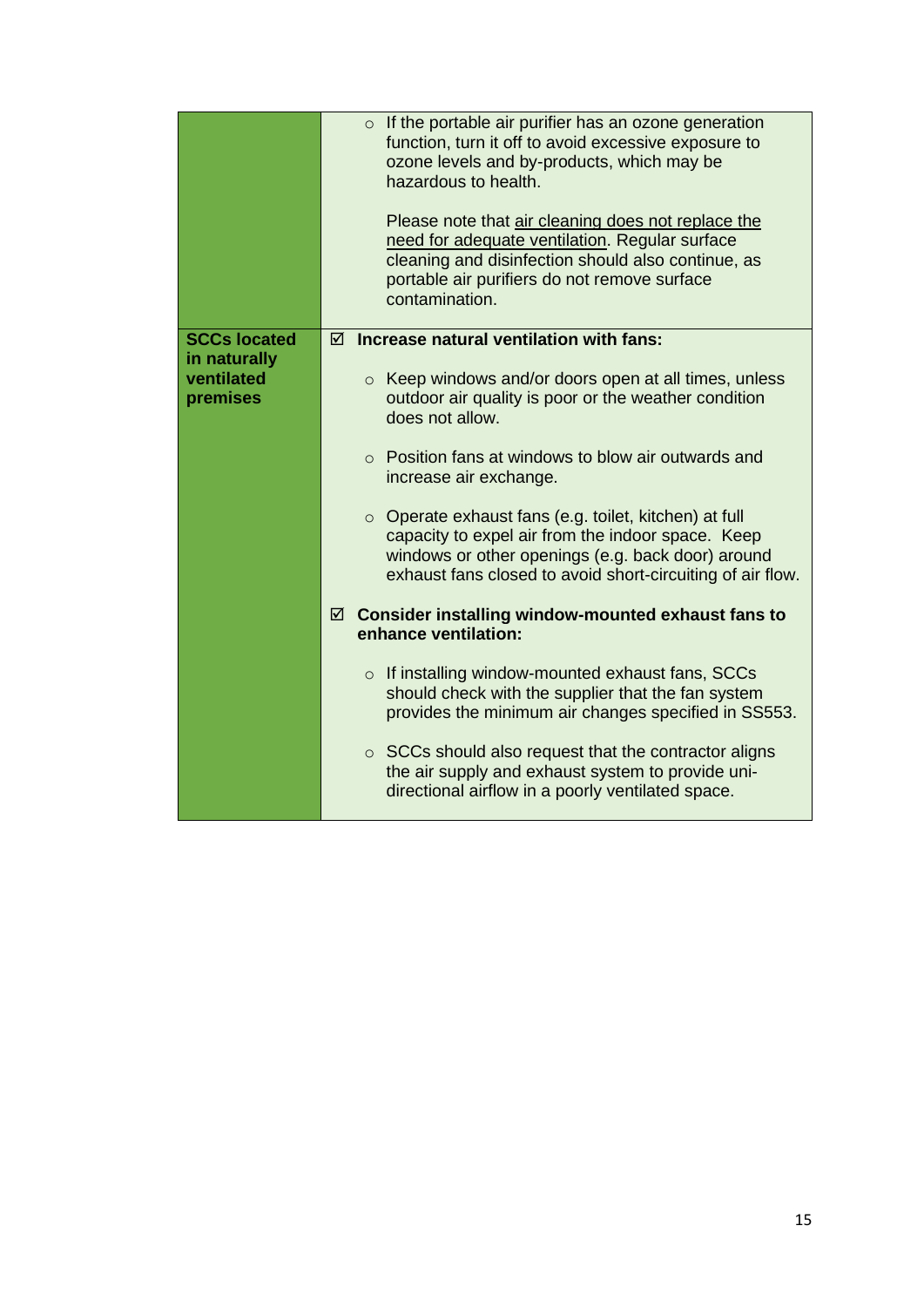| | |
|---|---|
| | ◦ If the portable air purifier has an ozone generation function, turn it off to avoid excessive exposure to ozone levels and by-products, which may be hazardous to health.<br><br>Please note that <u>air cleaning does not replace the need for adequate ventilation</u>. Regular surface cleaning and disinfection should also continue, as portable air purifiers do not remove surface contamination. |
| **SCCs located in naturally ventilated premises** | ☑ **Increase natural ventilation with fans:**<br><br>◦ Keep windows and/or doors open at all times, unless outdoor air quality is poor or the weather condition does not allow.<br><br>◦ Position fans at windows to blow air outwards and increase air exchange.<br><br>◦ Operate exhaust fans (e.g. toilet, kitchen) at full capacity to expel air from the indoor space. Keep windows or other openings (e.g. back door) around exhaust fans closed to avoid short-circuiting of air flow.<br><br>☑ **Consider installing window-mounted exhaust fans to enhance ventilation:**<br><br>◦ If installing window-mounted exhaust fans, SCCs should check with the supplier that the fan system provides the minimum air changes specified in SS553.<br><br>◦ SCCs should also request that the contractor aligns the air supply and exhaust system to provide uni-directional airflow in a poorly ventilated space. |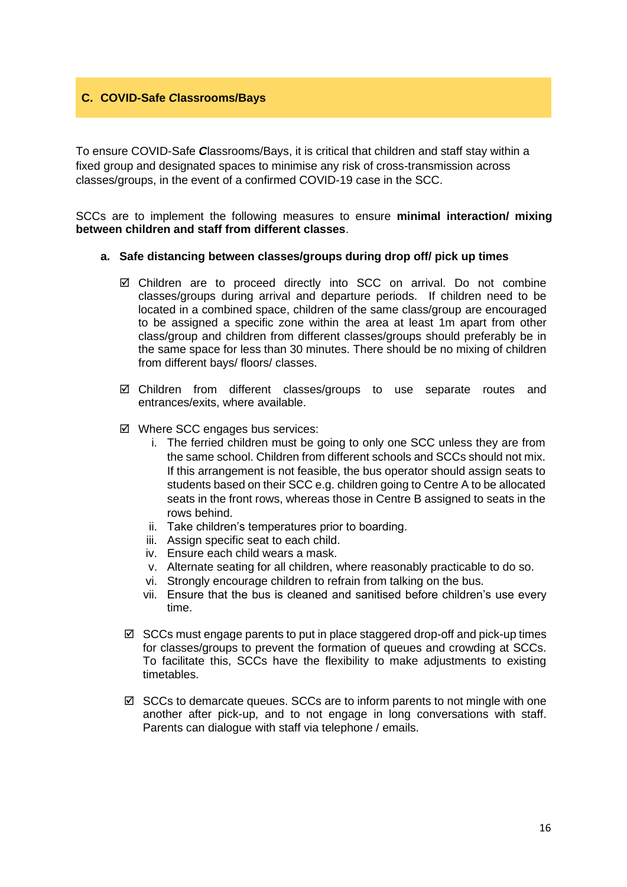## C. COVID-Safe Classrooms/Bays

To ensure COVID-Safe ***C***lassrooms/Bays, it is critical that children and staff stay within a fixed group and designated spaces to minimise any risk of cross-transmission across classes/groups, in the event of a confirmed COVID-19 case in the SCC.

SCCs are to implement the following measures to ensure **minimal interaction/ mixing between children and staff from different classes**.

### a. Safe distancing between classes/groups during drop off/ pick up times

- ☑ Children are to proceed directly into SCC on arrival. Do not combine classes/groups during arrival and departure periods. If children need to be located in a combined space, children of the same class/group are encouraged to be assigned a specific zone within the area at least 1m apart from other class/group and children from different classes/groups should preferably be in the same space for less than 30 minutes. There should be no mixing of children from different bays/ floors/ classes.

- ☑ Children from different classes/groups to use separate routes and entrances/exits, where available.

- ☑ Where SCC engages bus services:
  1. The ferried children must be going to only one SCC unless they are from the same school. Children from different schools and SCCs should not mix. If this arrangement is not feasible, the bus operator should assign seats to students based on their SCC e.g. children going to Centre A to be allocated seats in the front rows, whereas those in Centre B assigned to seats in the rows behind.
  2. Take children's temperatures prior to boarding.
  3. Assign specific seat to each child.
  4. Ensure each child wears a mask.
  5. Alternate seating for all children, where reasonably practicable to do so.
  6. Strongly encourage children to refrain from talking on the bus.
  7. Ensure that the bus is cleaned and sanitised before children's use every time.

- ☑ SCCs must engage parents to put in place staggered drop-off and pick-up times for classes/groups to prevent the formation of queues and crowding at SCCs. To facilitate this, SCCs have the flexibility to make adjustments to existing timetables.

- ☑ SCCs to demarcate queues. SCCs are to inform parents to not mingle with one another after pick-up, and to not engage in long conversations with staff. Parents can dialogue with staff via telephone / emails.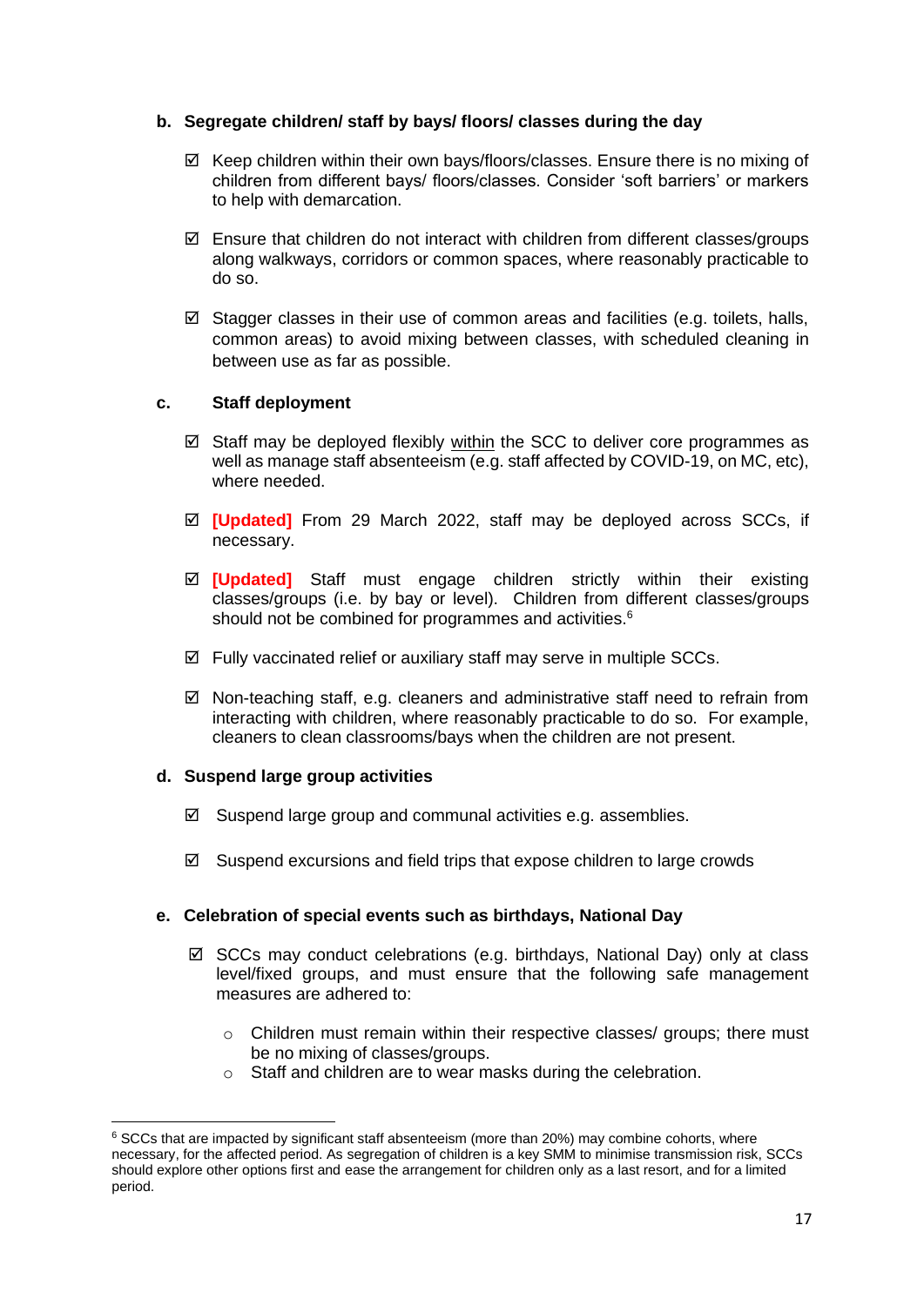**b. Segregate children/ staff by bays/ floors/ classes during the day**

- ☑ Keep children within their own bays/floors/classes. Ensure there is no mixing of children from different bays/ floors/classes. Consider 'soft barriers' or markers to help with demarcation.

- ☑ Ensure that children do not interact with children from different classes/groups along walkways, corridors or common spaces, where reasonably practicable to do so.

- ☑ Stagger classes in their use of common areas and facilities (e.g. toilets, halls, common areas) to avoid mixing between classes, with scheduled cleaning in between use as far as possible.

**c. Staff deployment**

- ☑ Staff may be deployed flexibly within the SCC to deliver core programmes as well as manage staff absenteeism (e.g. staff affected by COVID-19, on MC, etc), where needed.

- ☑ **[Updated]** From 29 March 2022, staff may be deployed across SCCs, if necessary.

- ☑ **[Updated]** Staff must engage children strictly within their existing classes/groups (i.e. by bay or level). Children from different classes/groups should not be combined for programmes and activities.[6]

- ☑ Fully vaccinated relief or auxiliary staff may serve in multiple SCCs.

- ☑ Non-teaching staff, e.g. cleaners and administrative staff need to refrain from interacting with children, where reasonably practicable to do so. For example, cleaners to clean classrooms/bays when the children are not present.

**d. Suspend large group activities**

- ☑ Suspend large group and communal activities e.g. assemblies.

- ☑ Suspend excursions and field trips that expose children to large crowds

**e. Celebration of special events such as birthdays, National Day**

- ☑ SCCs may conduct celebrations (e.g. birthdays, National Day) only at class level/fixed groups, and must ensure that the following safe management measures are adhered to:
  - Children must remain within their respective classes/ groups; there must be no mixing of classes/groups.
  - Staff and children are to wear masks during the celebration.

---

[6] SCCs that are impacted by significant staff absenteeism (more than 20%) may combine cohorts, where necessary, for the affected period. As segregation of children is a key SMM to minimise transmission risk, SCCs should explore other options first and ease the arrangement for children only as a last resort, and for a limited period.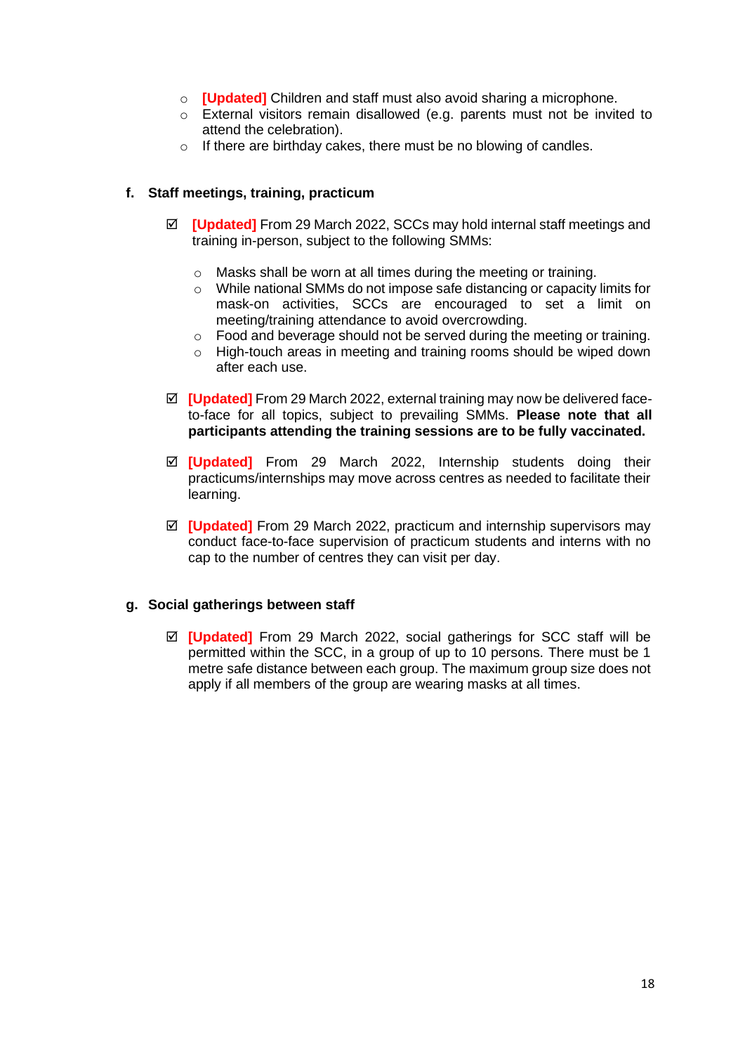- **[Updated]** Children and staff must also avoid sharing a microphone.
- External visitors remain disallowed (e.g. parents must not be invited to attend the celebration).
- If there are birthday cakes, there must be no blowing of candles.

**f. Staff meetings, training, practicum**

☑ **[Updated]** From 29 March 2022, SCCs may hold internal staff meetings and training in-person, subject to the following SMMs:

- Masks shall be worn at all times during the meeting or training.
- While national SMMs do not impose safe distancing or capacity limits for mask-on activities, SCCs are encouraged to set a limit on meeting/training attendance to avoid overcrowding.
- Food and beverage should not be served during the meeting or training.
- High-touch areas in meeting and training rooms should be wiped down after each use.

☑ **[Updated]** From 29 March 2022, external training may now be delivered face-to-face for all topics, subject to prevailing SMMs. **Please note that all participants attending the training sessions are to be fully vaccinated.**

☑ **[Updated]** From 29 March 2022, Internship students doing their practicums/internships may move across centres as needed to facilitate their learning.

☑ **[Updated]** From 29 March 2022, practicum and internship supervisors may conduct face-to-face supervision of practicum students and interns with no cap to the number of centres they can visit per day.

**g. Social gatherings between staff**

☑ **[Updated]** From 29 March 2022, social gatherings for SCC staff will be permitted within the SCC, in a group of up to 10 persons. There must be 1 metre safe distance between each group. The maximum group size does not apply if all members of the group are wearing masks at all times.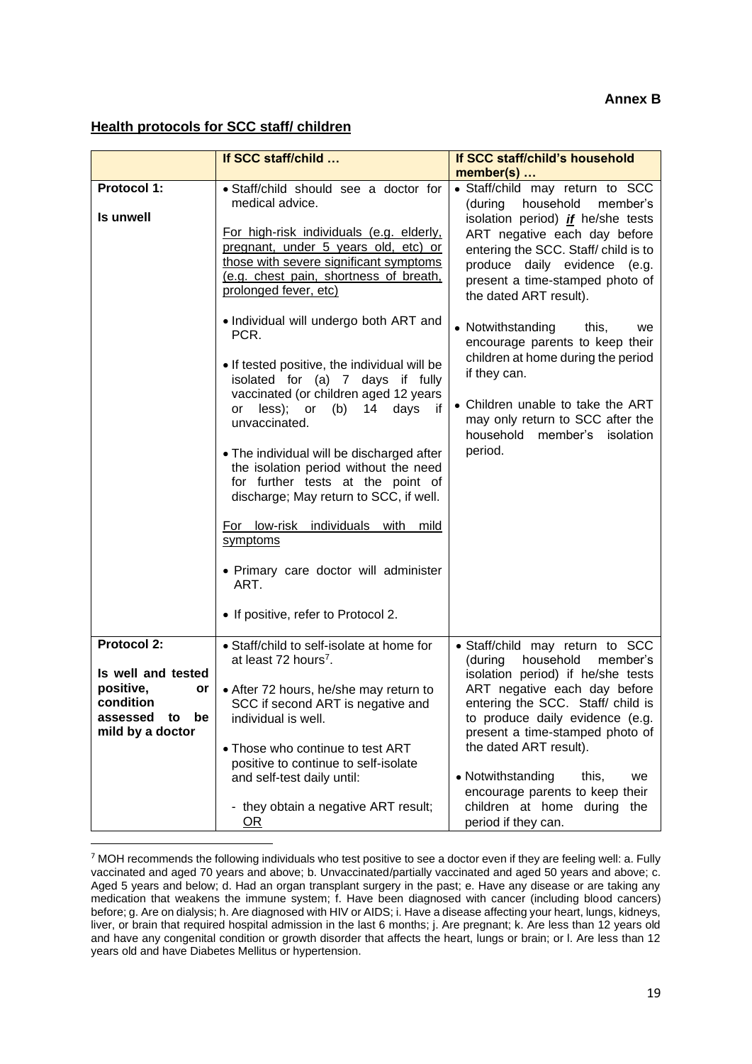**Annex B**

**Health protocols for SCC staff/ children**

| | If SCC staff/child … | If SCC staff/child's household member(s) … |
|---|---|---|
| **Protocol 1:**<br><br>**Is unwell** | • Staff/child should see a doctor for medical advice.<br><br>For high-risk individuals (e.g. elderly, pregnant, under 5 years old, etc) or those with severe significant symptoms (e.g. chest pain, shortness of breath, prolonged fever, etc)<br><br>• Individual will undergo both ART and PCR.<br><br>• If tested positive, the individual will be isolated for (a) 7 days if fully vaccinated (or children aged 12 years or less); or (b) 14 days if unvaccinated.<br><br>• The individual will be discharged after the isolation period without the need for further tests at the point of discharge; May return to SCC, if well.<br><br>For low-risk individuals with mild symptoms<br><br>• Primary care doctor will administer ART.<br><br>• If positive, refer to Protocol 2. | • Staff/child may return to SCC (during household member's isolation period) ***if*** he/she tests ART negative each day before entering the SCC. Staff/ child is to produce daily evidence (e.g. present a time-stamped photo of the dated ART result).<br><br>• Notwithstanding this, we encourage parents to keep their children at home during the period if they can.<br><br>• Children unable to take the ART may only return to SCC after the household member's isolation period. |
| **Protocol 2:**<br><br>**Is well and tested positive, or condition assessed to be mild by a doctor** | • Staff/child to self-isolate at home for at least 72 hours[7].<br><br>• After 72 hours, he/she may return to SCC if second ART is negative and individual is well.<br><br>• Those who continue to test ART positive to continue to self-isolate and self-test daily until:<br><br>- they obtain a negative ART result; OR | • Staff/child may return to SCC (during household member's isolation period) if he/she tests ART negative each day before entering the SCC. Staff/ child is to produce daily evidence (e.g. present a time-stamped photo of the dated ART result).<br><br>• Notwithstanding this, we encourage parents to keep their children at home during the period if they can. |

[7] MOH recommends the following individuals who test positive to see a doctor even if they are feeling well: a. Fully vaccinated and aged 70 years and above; b. Unvaccinated/partially vaccinated and aged 50 years and above; c. Aged 5 years and below; d. Had an organ transplant surgery in the past; e. Have any disease or are taking any medication that weakens the immune system; f. Have been diagnosed with cancer (including blood cancers) before; g. Are on dialysis; h. Are diagnosed with HIV or AIDS; i. Have a disease affecting your heart, lungs, kidneys, liver, or brain that required hospital admission in the last 6 months; j. Are pregnant; k. Are less than 12 years old and have any congenital condition or growth disorder that affects the heart, lungs or brain; or l. Are less than 12 years old and have Diabetes Mellitus or hypertension.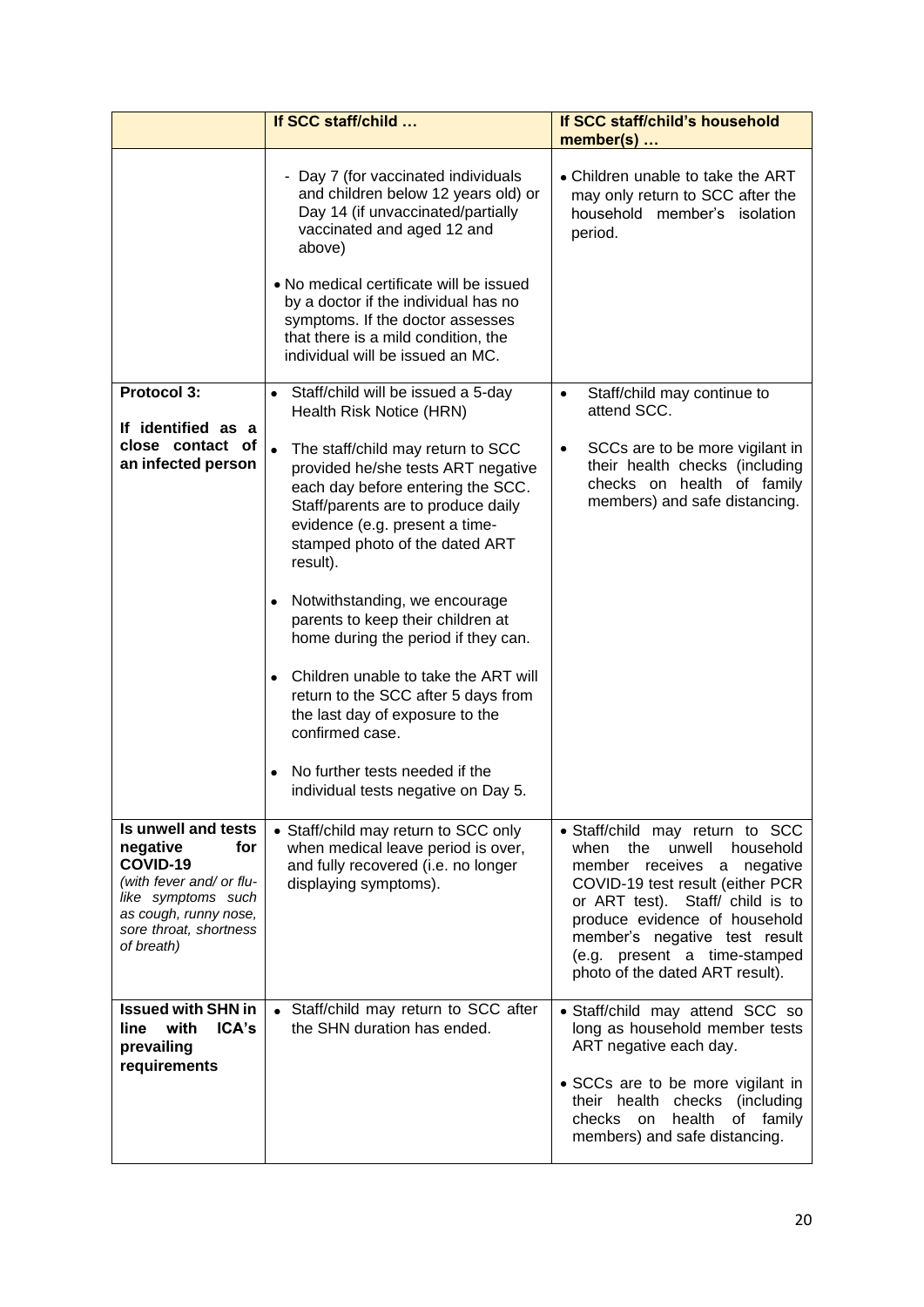| | If SCC staff/child … | If SCC staff/child's household member(s) … |
|---|---|---|
| | - Day 7 (for vaccinated individuals and children below 12 years old) or Day 14 (if unvaccinated/partially vaccinated and aged 12 and above)<br><br>• No medical certificate will be issued by a doctor if the individual has no symptoms. If the doctor assesses that there is a mild condition, the individual will be issued an MC. | • Children unable to take the ART may only return to SCC after the household member's isolation period. |
| **Protocol 3:**<br><br>**If identified as a close contact of an infected person** | • Staff/child will be issued a 5-day Health Risk Notice (HRN)<br><br>• The staff/child may return to SCC provided he/she tests ART negative each day before entering the SCC. Staff/parents are to produce daily evidence (e.g. present a time-stamped photo of the dated ART result).<br><br>• Notwithstanding, we encourage parents to keep their children at home during the period if they can.<br><br>• Children unable to take the ART will return to the SCC after 5 days from the last day of exposure to the confirmed case.<br><br>• No further tests needed if the individual tests negative on Day 5. | • Staff/child may continue to attend SCC.<br><br>• SCCs are to be more vigilant in their health checks (including checks on health of family members) and safe distancing. |
| **Is unwell and tests negative for COVID-19**<br>*(with fever and/ or flu-like symptoms such as cough, runny nose, sore throat, shortness of breath)* | • Staff/child may return to SCC only when medical leave period is over, and fully recovered (i.e. no longer displaying symptoms). | • Staff/child may return to SCC when the unwell household member receives a negative COVID-19 test result (either PCR or ART test). Staff/ child is to produce evidence of household member's negative test result (e.g. present a time-stamped photo of the dated ART result). |
| **Issued with SHN in line with ICA's prevailing requirements** | • Staff/child may return to SCC after the SHN duration has ended. | • Staff/child may attend SCC so long as household member tests ART negative each day.<br><br>• SCCs are to be more vigilant in their health checks (including checks on health of family members) and safe distancing. |